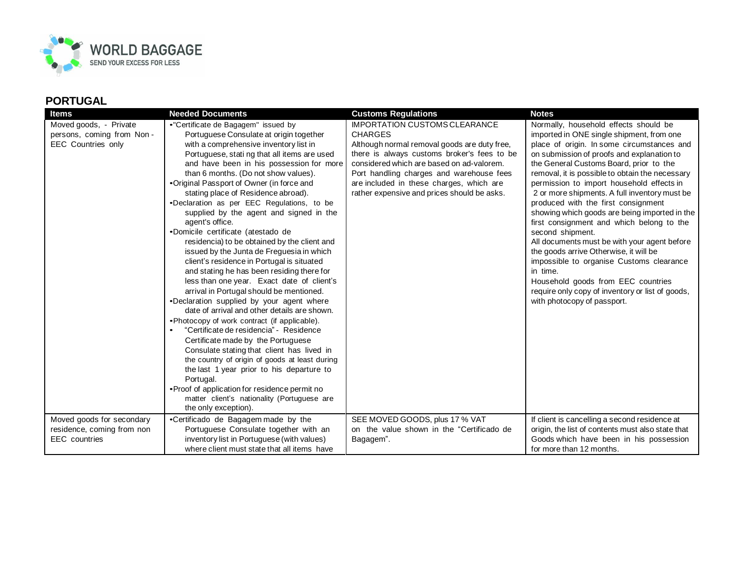**WORLD BAGGAGE**
SEND YOUR EXCESS FOR LESS

## PORTUGAL

| Items | Needed Documents | Customs Regulations | Notes |
|---|---|---|---|
| Moved goods, - Private persons, coming from Non - EEC Countries only | •"Certificate de Bagagem" issued by Portuguese Consulate at origin together with a comprehensive inventory list in Portuguese, stati ng that all items are used and have been in his possession for more than 6 months. (Do not show values).<br>•Original Passport of Owner (in force and stating place of Residence abroad).<br>•Declaration as per EEC Regulations, to be supplied by the agent and signed in the agent's office.<br>•Domicile certificate (atestado de residencia) to be obtained by the client and issued by the Junta de Freguesia in which client's residence in Portugal is situated and stating he has been residing there for less than one year. Exact date of client's arrival in Portugal should be mentioned.<br>•Declaration supplied by your agent where date of arrival and other details are shown.<br>•Photocopy of work contract (if applicable).<br>• "Certificate de residencia" - Residence Certificate made by the Portuguese Consulate stating that client has lived in the country of origin of goods at least during the last 1 year prior to his departure to Portugal.<br>•Proof of application for residence permit no matter client's nationality (Portuguese are the only exception). | IMPORTATION CUSTOMS CLEARANCE CHARGES<br>Although normal removal goods are duty free, there is always customs broker's fees to be considered which are based on ad-valorem. Port handling charges and warehouse fees are included in these charges, which are rather expensive and prices should be asks. | Normally, household effects should be imported in ONE single shipment, from one place of origin. In some circumstances and on submission of proofs and explanation to the General Customs Board, prior to the removal, it is possible to obtain the necessary permission to import household effects in 2 or more shipments. A full inventory must be produced with the first consignment showing which goods are being imported in the first consignment and which belong to the second shipment.<br>All documents must be with your agent before the goods arrive Otherwise, it will be impossible to organise Customs clearance in time.<br>Household goods from EEC countries require only copy of inventory or list of goods, with photocopy of passport. |
| Moved goods for secondary residence, coming from non EEC countries | •Certificado de Bagagem made by the Portuguese Consulate together with an inventory list in Portuguese (with values) where client must state that all items have | SEE MOVED GOODS, plus 17 % VAT on the value shown in the "Certificado de Bagagem". | If client is cancelling a second residence at origin, the list of contents must also state that Goods which have been in his possession for more than 12 months. |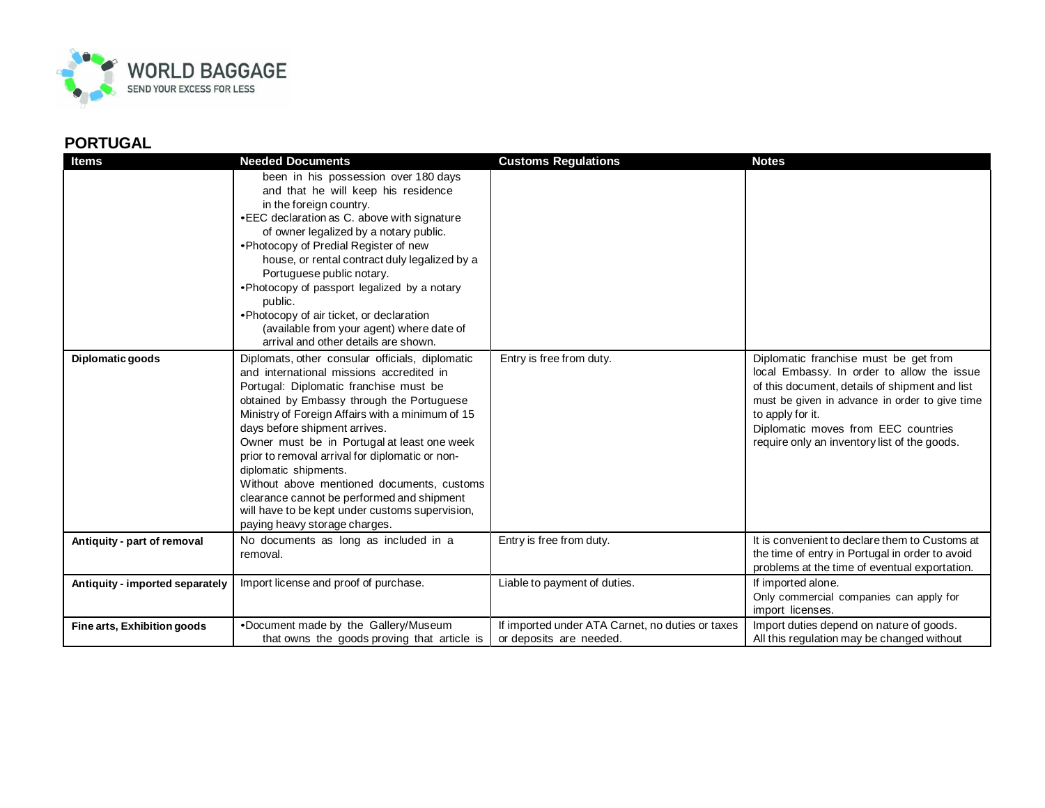## PORTUGAL

| Items | Needed Documents | Customs Regulations | Notes |
|---|---|---|---|
| | been in his possession over 180 days and that he will keep his residence in the foreign country.<br>•EEC declaration as C. above with signature of owner legalized by a notary public.<br>•Photocopy of Predial Register of new house, or rental contract duly legalized by a Portuguese public notary.<br>•Photocopy of passport legalized by a notary public.<br>•Photocopy of air ticket, or declaration (available from your agent) where date of arrival and other details are shown. | | |
| **Diplomatic goods** | Diplomats, other consular officials, diplomatic and international missions accredited in Portugal: Diplomatic franchise must be obtained by Embassy through the Portuguese Ministry of Foreign Affairs with a minimum of 15 days before shipment arrives.<br>Owner must be in Portugal at least one week prior to removal arrival for diplomatic or non-diplomatic shipments.<br>Without above mentioned documents, customs clearance cannot be performed and shipment will have to be kept under customs supervision, paying heavy storage charges. | Entry is free from duty. | Diplomatic franchise must be get from local Embassy. In order to allow the issue of this document, details of shipment and list must be given in advance in order to give time to apply for it.<br>Diplomatic moves from EEC countries require only an inventory list of the goods. |
| **Antiquity - part of removal** | No documents as long as included in a removal. | Entry is free from duty. | It is convenient to declare them to Customs at the time of entry in Portugal in order to avoid problems at the time of eventual exportation. |
| **Antiquity - imported separately** | Import license and proof of purchase. | Liable to payment of duties. | If imported alone.<br>Only commercial companies can apply for import licenses. |
| **Fine arts, Exhibition goods** | •Document made by the Gallery/Museum that owns the goods proving that article is | If imported under ATA Carnet, no duties or taxes or deposits are needed. | Import duties depend on nature of goods.<br>All this regulation may be changed without |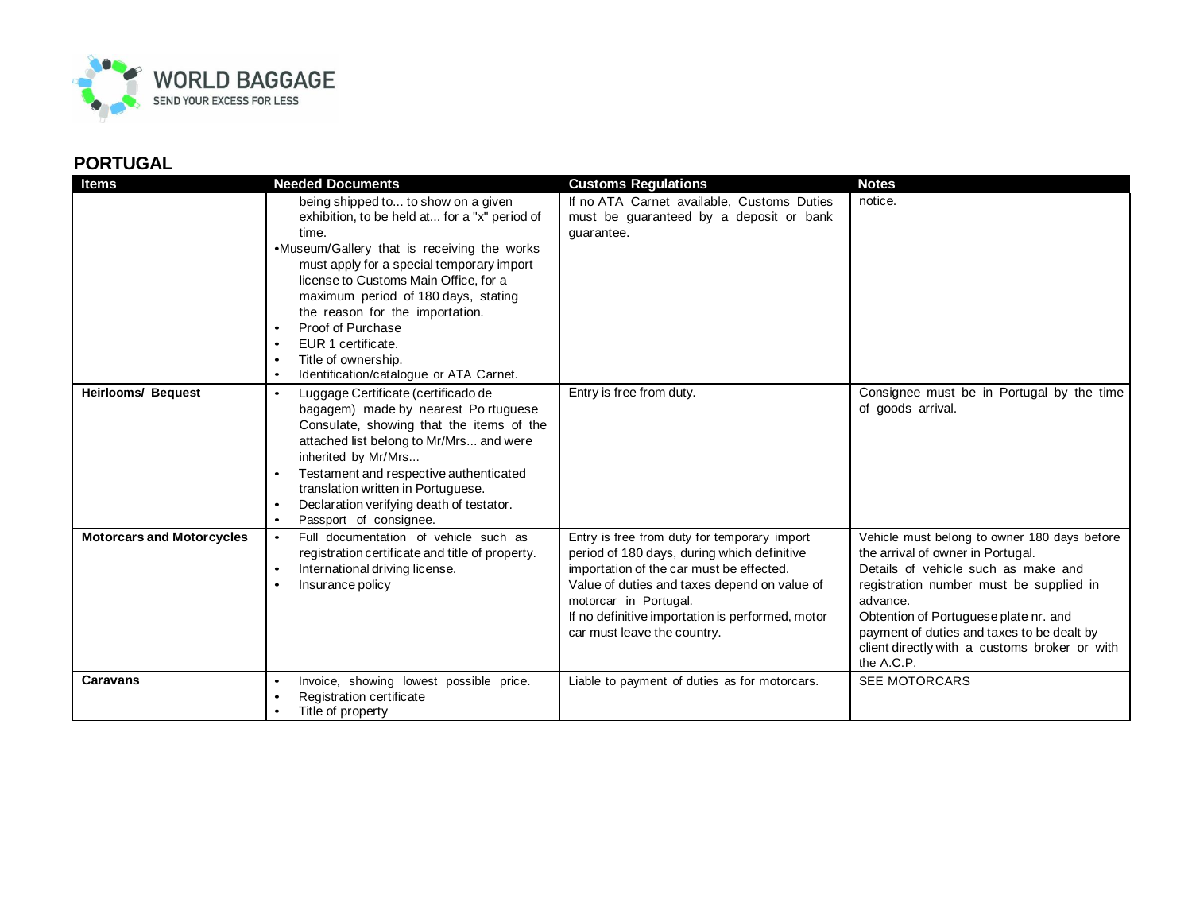## PORTUGAL

| Items | Needed Documents | Customs Regulations | Notes |
| --- | --- | --- | --- |
| | being shipped to... to show on a given exhibition, to be held at... for a "x" period of time.<br>•Museum/Gallery that is receiving the works must apply for a special temporary import license to Customs Main Office, for a maximum period of 180 days, stating the reason for the importation.<br>• Proof of Purchase<br>• EUR 1 certificate.<br>• Title of ownership.<br>• Identification/catalogue or ATA Carnet. | If no ATA Carnet available, Customs Duties must be guaranteed by a deposit or bank guarantee. | notice. |
| **Heirlooms/ Bequest** | • Luggage Certificate (certificado de bagagem) made by nearest Po rtuguese Consulate, showing that the items of the attached list belong to Mr/Mrs... and were inherited by Mr/Mrs...<br>• Testament and respective authenticated translation written in Portuguese.<br>• Declaration verifying death of testator.<br>• Passport of consignee. | Entry is free from duty. | Consignee must be in Portugal by the time of goods arrival. |
| **Motorcars and Motorcycles** | • Full documentation of vehicle such as registration certificate and title of property.<br>• International driving license.<br>• Insurance policy | Entry is free from duty for temporary import period of 180 days, during which definitive importation of the car must be effected.<br>Value of duties and taxes depend on value of motorcar in Portugal.<br>If no definitive importation is performed, motor car must leave the country. | Vehicle must belong to owner 180 days before the arrival of owner in Portugal.<br>Details of vehicle such as make and registration number must be supplied in advance.<br>Obtention of Portuguese plate nr. and payment of duties and taxes to be dealt by client directly with a customs broker or with the A.C.P. |
| **Caravans** | • Invoice, showing lowest possible price.<br>• Registration certificate<br>• Title of property | Liable to payment of duties as for motorcars. | SEE MOTORCARS |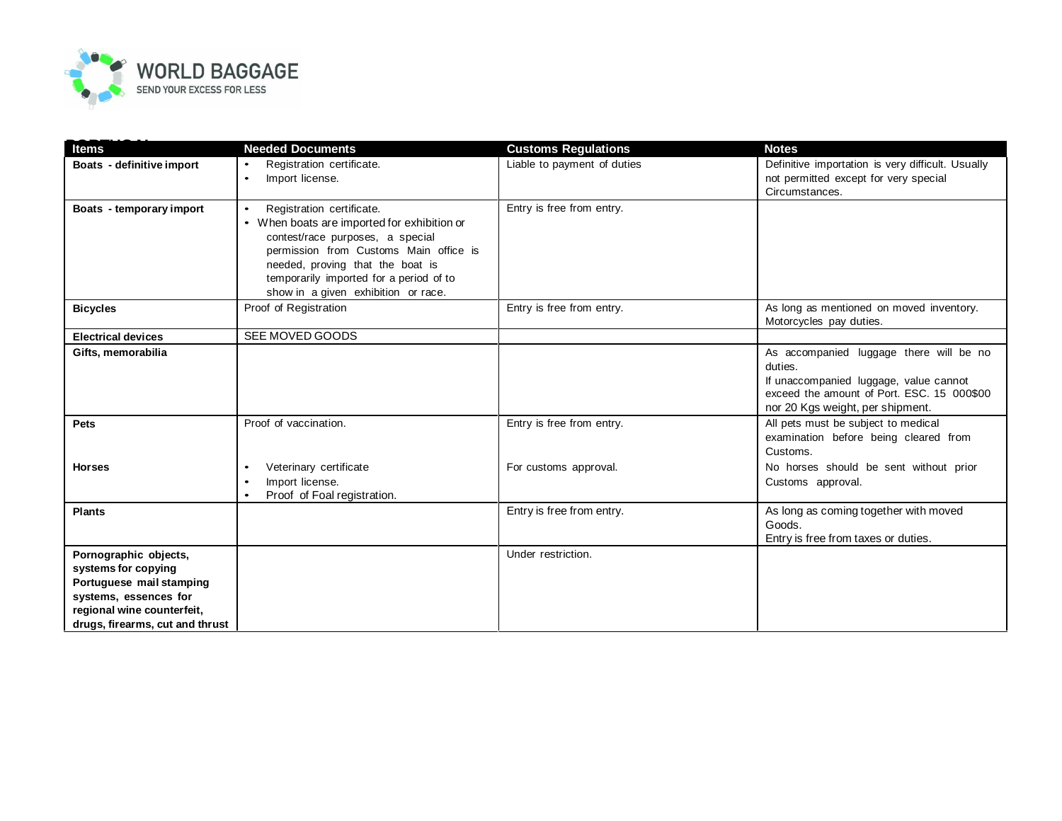**PORTUGAL**

| Items | Needed Documents | Customs Regulations | Notes |
|---|---|---|---|
| **Boats - definitive import** | • Registration certificate.<br>• Import license. | Liable to payment of duties | Definitive importation is very difficult. Usually not permitted except for very special Circumstances. |
| **Boats - temporary import** | • Registration certificate.<br>• When boats are imported for exhibition or contest/race purposes, a special permission from Customs Main office is needed, proving that the boat is temporarily imported for a period of to show in a given exhibition or race. | Entry is free from entry. | |
| **Bicycles** | Proof of Registration | Entry is free from entry. | As long as mentioned on moved inventory. Motorcycles pay duties. |
| **Electrical devices** | SEE MOVED GOODS | | |
| **Gifts, memorabilia** | | | As accompanied luggage there will be no duties.<br>If unaccompanied luggage, value cannot exceed the amount of Port. ESC. 15 000$00 nor 20 Kgs weight, per shipment. |
| **Pets** | Proof of vaccination. | Entry is free from entry. | All pets must be subject to medical examination before being cleared from Customs. |
| **Horses** | • Veterinary certificate<br>• Import license.<br>• Proof of Foal registration. | For customs approval. | No horses should be sent without prior Customs approval. |
| **Plants** | | Entry is free from entry. | As long as coming together with moved Goods.<br>Entry is free from taxes or duties. |
| **Pornographic objects, systems for copying Portuguese mail stamping systems, essences for regional wine counterfeit, drugs, firearms, cut and thrust** | | Under restriction. | |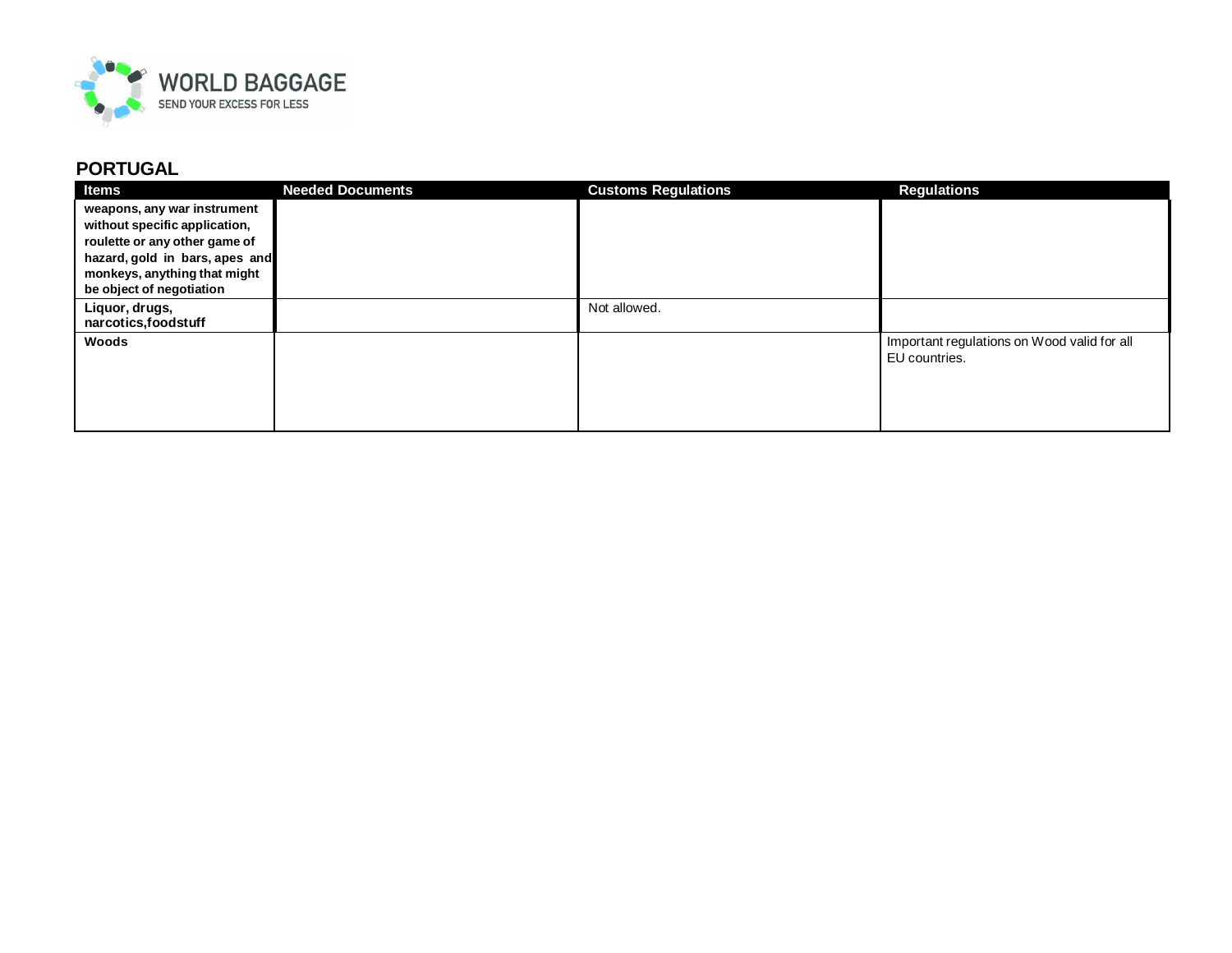WORLD BAGGAGE
SEND YOUR EXCESS FOR LESS

## PORTUGAL

| Items | Needed Documents | Customs Regulations | Regulations |
|---|---|---|---|
| **weapons, any war instrument without specific application, roulette or any other game of hazard, gold in bars, apes and monkeys, anything that might be object of negotiation** | | | |
| **Liquor, drugs, narcotics,foodstuff** | | Not allowed. | |
| **Woods** | | | Important regulations on Wood valid for all EU countries. |